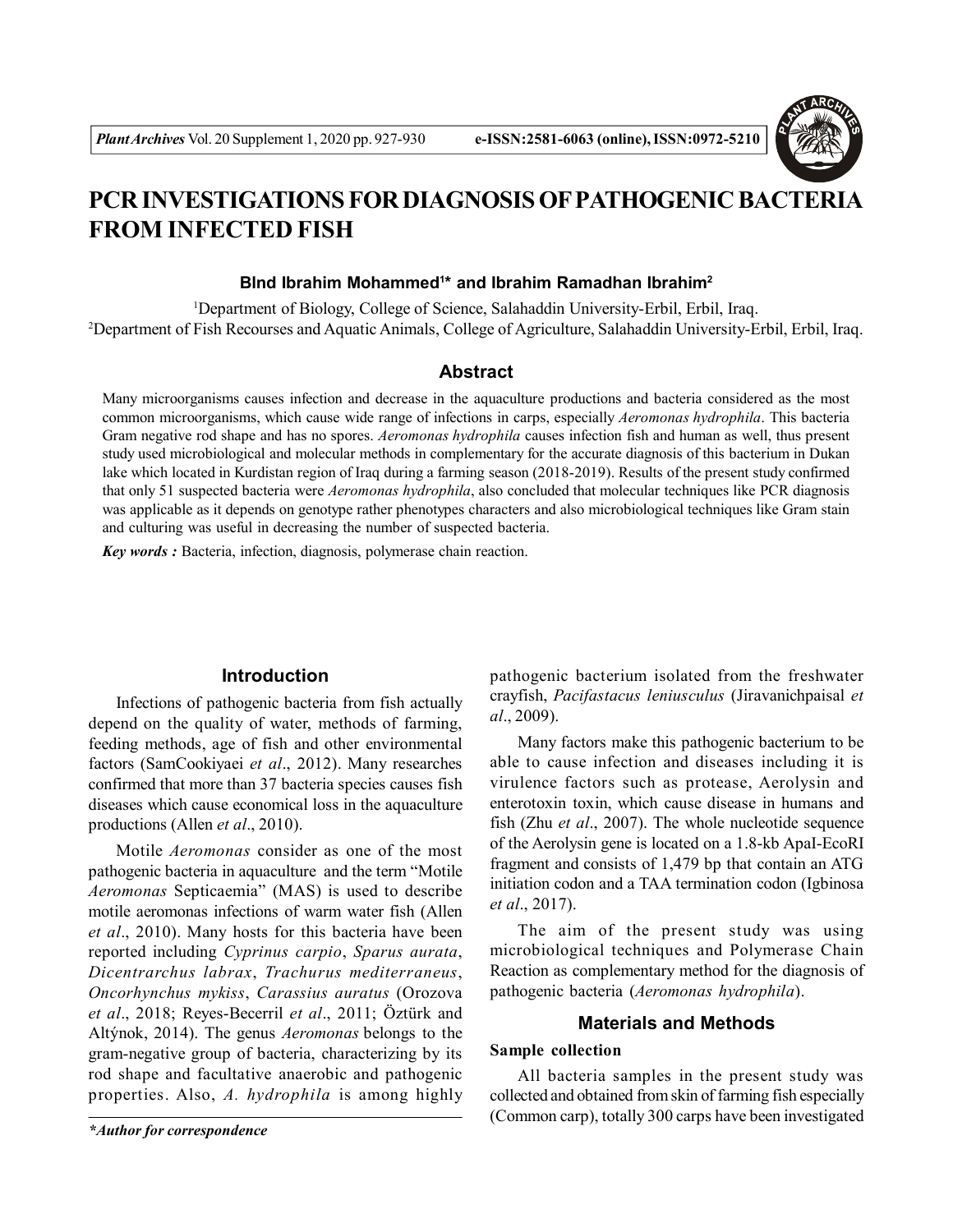# PCR INVESTIGATIONS FOR DIAGNOSIS OF PATHOGENIC BACTERIA FROM INFECTED FISH

**Blnd Ibrahim Mohammed[1]* and Ibrahim Ramadhan Ibrahim[2]**

[1]Department of Biology, College of Science, Salahaddin University-Erbil, Erbil, Iraq.
[2]Department of Fish Recourses and Aquatic Animals, College of Agriculture, Salahaddin University-Erbil, Erbil, Iraq.

## Abstract

Many microorganisms causes infection and decrease in the aquaculture productions and bacteria considered as the most common microorganisms, which cause wide range of infections in carps, especially *Aeromonas hydrophila*. This bacteria Gram negative rod shape and has no spores. *Aeromonas hydrophila* causes infection fish and human as well, thus present study used microbiological and molecular methods in complementary for the accurate diagnosis of this bacterium in Dukan lake which located in Kurdistan region of Iraq during a farming season (2018-2019). Results of the present study confirmed that only 51 suspected bacteria were *Aeromonas hydrophila*, also concluded that molecular techniques like PCR diagnosis was applicable as it depends on genotype rather phenotypes characters and also microbiological techniques like Gram stain and culturing was useful in decreasing the number of suspected bacteria.

***Key words :*** Bacteria, infection, diagnosis, polymerase chain reaction.

## Introduction

Infections of pathogenic bacteria from fish actually depend on the quality of water, methods of farming, feeding methods, age of fish and other environmental factors (SamCookiyaei *et al*., 2012). Many researches confirmed that more than 37 bacteria species causes fish diseases which cause economical loss in the aquaculture productions (Allen *et al*., 2010).

Motile *Aeromonas* consider as one of the most pathogenic bacteria in aquaculture and the term "Motile *Aeromonas* Septicaemia" (MAS) is used to describe motile aeromonas infections of warm water fish (Allen *et al*., 2010). Many hosts for this bacteria have been reported including *Cyprinus carpio*, *Sparus aurata*, *Dicentrarchus labrax*, *Trachurus mediterraneus*, *Oncorhynchus mykiss*, *Carassius auratus* (Orozova *et al*., 2018; Reyes-Becerril *et al*., 2011; Öztürk and Altýnok, 2014). The genus *Aeromonas* belongs to the gram-negative group of bacteria, characterizing by its rod shape and facultative anaerobic and pathogenic properties. Also, *A. hydrophila* is among highly pathogenic bacterium isolated from the freshwater crayfish, *Pacifastacus leniusculus* (Jiravanichpaisal *et al*., 2009).

Many factors make this pathogenic bacterium to be able to cause infection and diseases including it is virulence factors such as protease, Aerolysin and enterotoxin toxin, which cause disease in humans and fish (Zhu *et al*., 2007). The whole nucleotide sequence of the Aerolysin gene is located on a 1.8-kb ApaI-EcoRI fragment and consists of 1,479 bp that contain an ATG initiation codon and a TAA termination codon (Igbinosa *et al*., 2017).

The aim of the present study was using microbiological techniques and Polymerase Chain Reaction as complementary method for the diagnosis of pathogenic bacteria (*Aeromonas hydrophila*).

## Materials and Methods

### Sample collection

All bacteria samples in the present study was collected and obtained from skin of farming fish especially (Common carp), totally 300 carps have been investigated

****Author for correspondence***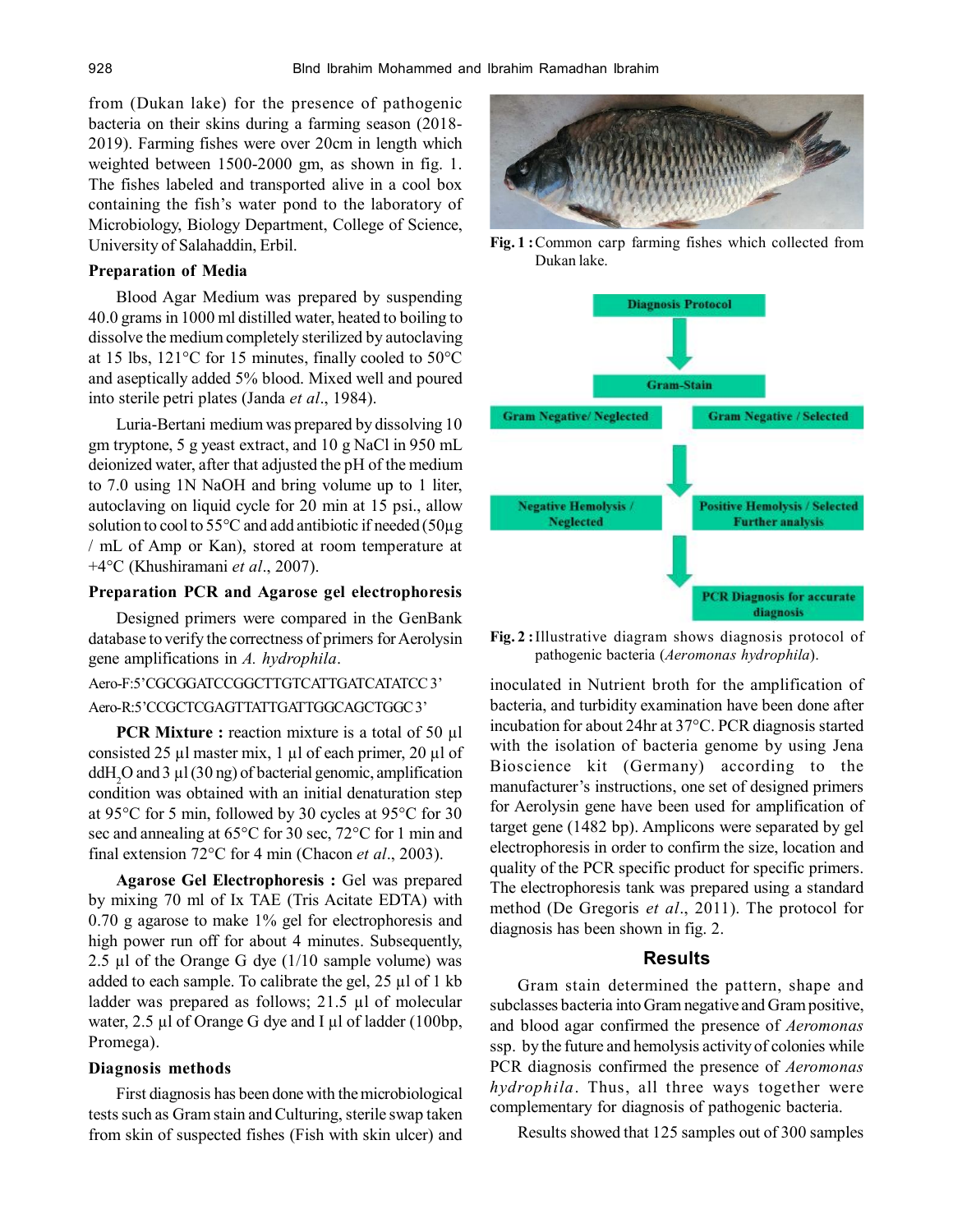from (Dukan lake) for the presence of pathogenic bacteria on their skins during a farming season (2018-2019). Farming fishes were over 20cm in length which weighted between 1500-2000 gm, as shown in fig. 1. The fishes labeled and transported alive in a cool box containing the fish's water pond to the laboratory of Microbiology, Biology Department, College of Science, University of Salahaddin, Erbil.

**Fig. 1 :** Common carp farming fishes which collected from Dukan lake.

### Preparation of Media

Blood Agar Medium was prepared by suspending 40.0 grams in 1000 ml distilled water, heated to boiling to dissolve the medium completely sterilized by autoclaving at 15 lbs, 121°C for 15 minutes, finally cooled to 50°C and aseptically added 5% blood. Mixed well and poured into sterile petri plates (Janda *et al*., 1984).

Luria-Bertani medium was prepared by dissolving 10 gm tryptone, 5 g yeast extract, and 10 g NaCl in 950 mL deionized water, after that adjusted the pH of the medium to 7.0 using 1N NaOH and bring volume up to 1 liter, autoclaving on liquid cycle for 20 min at 15 psi., allow solution to cool to 55°C and add antibiotic if needed (50µg / mL of Amp or Kan), stored at room temperature at +4°C (Khushiramani *et al*., 2007).

### Preparation PCR and Agarose gel electrophoresis

Designed primers were compared in the GenBank database to verify the correctness of primers for Aerolysin gene amplifications in *A. hydrophila*.

Aero-F:5'CGCGGATCCGGCTTGTCATTGATCATATCC 3'

Aero-R:5'CCGCTCGAGTTATTGATTGGCAGCTGGC 3'

**PCR Mixture :** reaction mixture is a total of 50 µl consisted 25 µl master mix, 1 µl of each primer, 20 µl of $ddH_2O$ and 3 µl (30 ng) of bacterial genomic, amplification condition was obtained with an initial denaturation step at 95°C for 5 min, followed by 30 cycles at 95°C for 30 sec and annealing at 65°C for 30 sec, 72°C for 1 min and final extension 72°C for 4 min (Chacon *et al*., 2003).

**Agarose Gel Electrophoresis :** Gel was prepared by mixing 70 ml of Ix TAE (Tris Acitate EDTA) with 0.70 g agarose to make 1% gel for electrophoresis and high power run off for about 4 minutes. Subsequently, 2.5 µl of the Orange G dye (1/10 sample volume) was added to each sample. To calibrate the gel, 25 µl of 1 kb ladder was prepared as follows; 21.5 µl of molecular water, 2.5 µl of Orange G dye and I µl of ladder (100bp, Promega).

### Diagnosis methods

First diagnosis has been done with the microbiological tests such as Gram stain and Culturing, sterile swap taken from skin of suspected fishes (Fish with skin ulcer) and inoculated in Nutrient broth for the amplification of bacteria, and turbidity examination have been done after incubation for about 24hr at 37°C. PCR diagnosis started with the isolation of bacteria genome by using Jena Bioscience kit (Germany) according to the manufacturer's instructions, one set of designed primers for Aerolysin gene have been used for amplification of target gene (1482 bp). Amplicons were separated by gel electrophoresis in order to confirm the size, location and quality of the PCR specific product for specific primers. The electrophoresis tank was prepared using a standard method (De Gregoris *et al*., 2011). The protocol for diagnosis has been shown in fig. 2.

Diagnosis Protocol → Gram-Stain → Gram Negative/ Neglected | Gram Negative / Selected → Negative Hemolysis / Neglected | Positive Hemolysis / Selected Further analysis → PCR Diagnosis for accurate diagnosis

**Fig. 2 :** Illustrative diagram shows diagnosis protocol of pathogenic bacteria (*Aeromonas hydrophila*).

## Results

Gram stain determined the pattern, shape and subclasses bacteria into Gram negative and Gram positive, and blood agar confirmed the presence of *Aeromonas* ssp. by the future and hemolysis activity of colonies while PCR diagnosis confirmed the presence of *Aeromonas hydrophila*. Thus, all three ways together were complementary for diagnosis of pathogenic bacteria.

Results showed that 125 samples out of 300 samples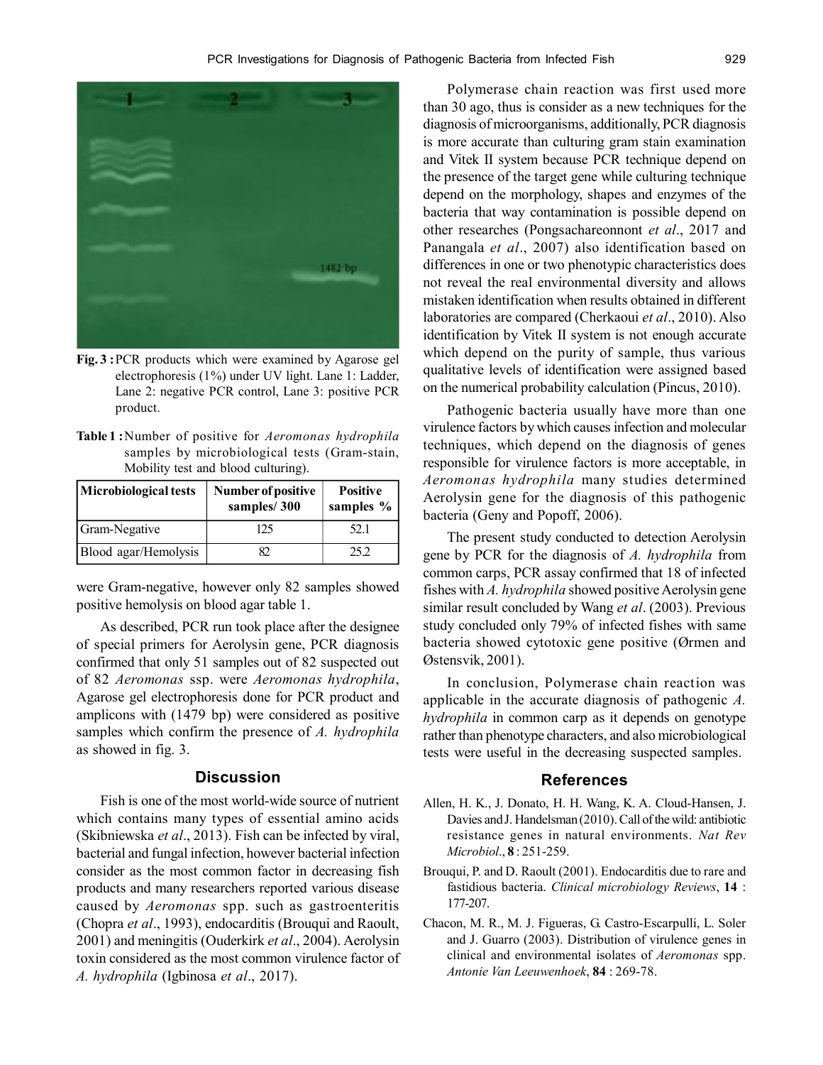Fig. 3 : PCR products which were examined by Agarose gel electrophoresis (1%) under UV light. Lane 1: Ladder, Lane 2: negative PCR control, Lane 3: positive PCR product.

**Table 1 :** Number of positive for *Aeromonas hydrophila* samples by microbiological tests (Gram-stain, Mobility test and blood culturing).

| Microbiological tests | Number of positive samples/ 300 | Positive samples % |
|---|---|---|
| Gram-Negative | 125 | 52.1 |
| Blood agar/Hemolysis | 82 | 25.2 |

were Gram-negative, however only 82 samples showed positive hemolysis on blood agar table 1.

As described, PCR run took place after the designee of special primers for Aerolysin gene, PCR diagnosis confirmed that only 51 samples out of 82 suspected out of 82 *Aeromonas* ssp. were *Aeromonas hydrophila*, Agarose gel electrophoresis done for PCR product and amplicons with (1479 bp) were considered as positive samples which confirm the presence of *A. hydrophila* as showed in fig. 3.

## Discussion

Fish is one of the most world-wide source of nutrient which contains many types of essential amino acids (Skibniewska *et al*., 2013). Fish can be infected by viral, bacterial and fungal infection, however bacterial infection consider as the most common factor in decreasing fish products and many researchers reported various disease caused by *Aeromonas* spp. such as gastroenteritis (Chopra *et al*., 1993), endocarditis (Brouqui and Raoult, 2001) and meningitis (Ouderkirk *et al*., 2004). Aerolysin toxin considered as the most common virulence factor of *A. hydrophila* (Igbinosa *et al*., 2017).

Polymerase chain reaction was first used more than 30 ago, thus is consider as a new techniques for the diagnosis of microorganisms, additionally, PCR diagnosis is more accurate than culturing gram stain examination and Vitek II system because PCR technique depend on the presence of the target gene while culturing technique depend on the morphology, shapes and enzymes of the bacteria that way contamination is possible depend on other researches (Pongsachareonnont *et al*., 2017 and Panangala *et al*., 2007) also identification based on differences in one or two phenotypic characteristics does not reveal the real environmental diversity and allows mistaken identification when results obtained in different laboratories are compared (Cherkaoui *et al*., 2010). Also identification by Vitek II system is not enough accurate which depend on the purity of sample, thus various qualitative levels of identification were assigned based on the numerical probability calculation (Pincus, 2010).

Pathogenic bacteria usually have more than one virulence factors by which causes infection and molecular techniques, which depend on the diagnosis of genes responsible for virulence factors is more acceptable, in *Aeromonas hydrophila* many studies determined Aerolysin gene for the diagnosis of this pathogenic bacteria (Geny and Popoff, 2006).

The present study conducted to detection Aerolysin gene by PCR for the diagnosis of *A. hydrophila* from common carps, PCR assay confirmed that 18 of infected fishes with *A. hydrophila* showed positive Aerolysin gene similar result concluded by Wang *et al*. (2003). Previous study concluded only 79% of infected fishes with same bacteria showed cytotoxic gene positive (Ørmen and Østensvik, 2001).

In conclusion, Polymerase chain reaction was applicable in the accurate diagnosis of pathogenic *A. hydrophila* in common carp as it depends on genotype rather than phenotype characters, and also microbiological tests were useful in the decreasing suspected samples.

## References

Allen, H. K., J. Donato, H. H. Wang, K. A. Cloud-Hansen, J. Davies and J. Handelsman (2010). Call of the wild: antibiotic resistance genes in natural environments. *Nat Rev Microbiol*., **8** : 251-259.

Brouqui, P. and D. Raoult (2001). Endocarditis due to rare and fastidious bacteria. *Clinical microbiology Reviews*, **14** : 177-207.

Chacon, M. R., M. J. Figueras, G. Castro-Escarpulli, L. Soler and J. Guarro (2003). Distribution of virulence genes in clinical and environmental isolates of *Aeromonas* spp. *Antonie Van Leeuwenhoek*, **84** : 269-78.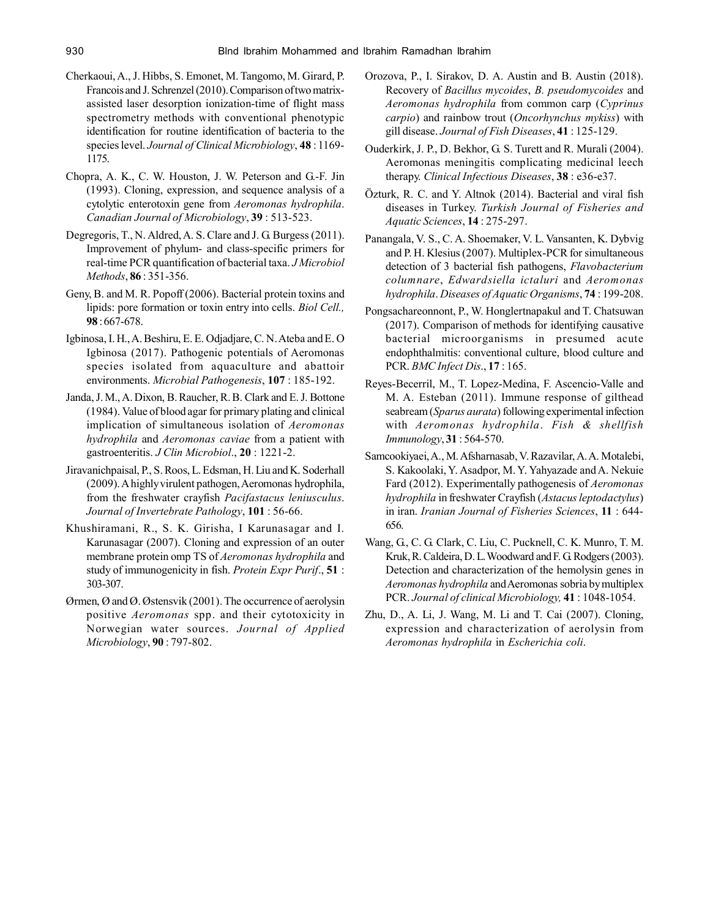Cherkaoui, A., J. Hibbs, S. Emonet, M. Tangomo, M. Girard, P. Francois and J. Schrenzel (2010). Comparison of two matrix-assisted laser desorption ionization-time of flight mass spectrometry methods with conventional phenotypic identification for routine identification of bacteria to the species level. *Journal of Clinical Microbiology*, **48** : 1169-1175.

Chopra, A. K., C. W. Houston, J. W. Peterson and G.-F. Jin (1993). Cloning, expression, and sequence analysis of a cytolytic enterotoxin gene from *Aeromonas hydrophila*. *Canadian Journal of Microbiology*, **39** : 513-523.

Degregoris, T., N. Aldred, A. S. Clare and J. G. Burgess (2011). Improvement of phylum- and class-specific primers for real-time PCR quantification of bacterial taxa. *J Microbiol Methods*, **86** : 351-356.

Geny, B. and M. R. Popoff (2006). Bacterial protein toxins and lipids: pore formation or toxin entry into cells. *Biol Cell.,* **98** : 667-678.

Igbinosa, I. H., A. Beshiru, E. E. Odjadjare, C. N. Ateba and E. O Igbinosa (2017). Pathogenic potentials of Aeromonas species isolated from aquaculture and abattoir environments. *Microbial Pathogenesis*, **107** : 185-192.

Janda, J. M., A. Dixon, B. Raucher, R. B. Clark and E. J. Bottone (1984). Value of blood agar for primary plating and clinical implication of simultaneous isolation of *Aeromonas hydrophila* and *Aeromonas caviae* from a patient with gastroenteritis. *J Clin Microbiol*., **20** : 1221-2.

Jiravanichpaisal, P., S. Roos, L. Edsman, H. Liu and K. Soderhall (2009). A highly virulent pathogen, Aeromonas hydrophila, from the freshwater crayfish *Pacifastacus leniusculus*. *Journal of Invertebrate Pathology*, **101** : 56-66.

Khushiramani, R., S. K. Girisha, I Karunasagar and I. Karunasagar (2007). Cloning and expression of an outer membrane protein omp TS of *Aeromonas hydrophila* and study of immunogenicity in fish. *Protein Expr Purif*., **51** : 303-307.

Ørmen, Ø and Ø. Østensvik (2001). The occurrence of aerolysin positive *Aeromonas* spp. and their cytotoxicity in Norwegian water sources. *Journal of Applied Microbiology*, **90** : 797-802.

Orozova, P., I. Sirakov, D. A. Austin and B. Austin (2018). Recovery of *Bacillus mycoides*, *B. pseudomycoides* and *Aeromonas hydrophila* from common carp (*Cyprinus carpio*) and rainbow trout (*Oncorhynchus mykiss*) with gill disease. *Journal of Fish Diseases*, **41** : 125-129.

Ouderkirk, J. P., D. Bekhor, G. S. Turett and R. Murali (2004). Aeromonas meningitis complicating medicinal leech therapy. *Clinical Infectious Diseases*, **38** : e36-e37.

Özturk, R. C. and Y. Altnok (2014). Bacterial and viral fish diseases in Turkey. *Turkish Journal of Fisheries and Aquatic Sciences*, **14** : 275-297.

Panangala, V. S., C. A. Shoemaker, V. L. Vansanten, K. Dybvig and P. H. Klesius (2007). Multiplex-PCR for simultaneous detection of 3 bacterial fish pathogens, *Flavobacterium columnare*, *Edwardsiella ictaluri* and *Aeromonas hydrophila*. *Diseases of Aquatic Organisms*, **74** : 199-208.

Pongsachareonnont, P., W. Honglertnapakul and T. Chatsuwan (2017). Comparison of methods for identifying causative bacterial microorganisms in presumed acute endophthalmitis: conventional culture, blood culture and PCR. *BMC Infect Dis*., **17** : 165.

Reyes-Becerril, M., T. Lopez-Medina, F. Ascencio-Valle and M. A. Esteban (2011). Immune response of gilthead seabream (*Sparus aurata*) following experimental infection with *Aeromonas hydrophila*. *Fish & shellfish Immunology*, **31** : 564-570.

Samcookiyaei, A., M. Afsharnasab, V. Razavilar, A. A. Motalebi, S. Kakoolaki, Y. Asadpor, M. Y. Yahyazade and A. Nekuie Fard (2012). Experimentally pathogenesis of *Aeromonas hydrophila* in freshwater Crayfish (*Astacus leptodactylus*) in iran. *Iranian Journal of Fisheries Sciences*, **11** : 644-656.

Wang, G., C. G. Clark, C. Liu, C. Pucknell, C. K. Munro, T. M. Kruk, R. Caldeira, D. L. Woodward and F. G. Rodgers (2003). Detection and characterization of the hemolysin genes in *Aeromonas hydrophila* and Aeromonas sobria by multiplex PCR. *Journal of clinical Microbiology,* **41** : 1048-1054.

Zhu, D., A. Li, J. Wang, M. Li and T. Cai (2007). Cloning, expression and characterization of aerolysin from *Aeromonas hydrophila* in *Escherichia coli*.